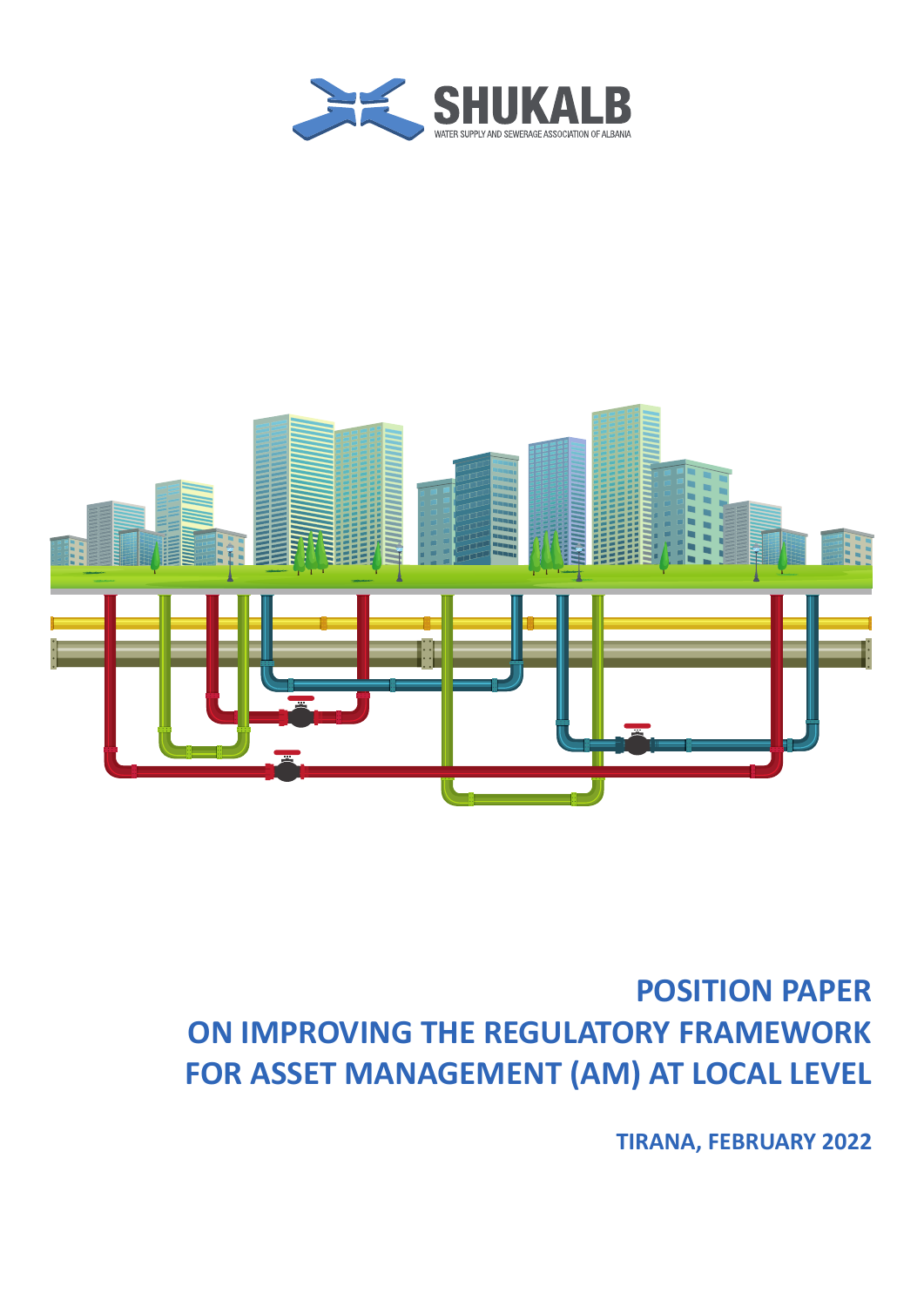SHUKALB

WATER SUPPLY AND SEWERAGE ASSOCIATION OF ALBANIA

# POSITION PAPER ON IMPROVING THE REGULATORY FRAMEWORK FOR ASSET MANAGEMENT (AM) AT LOCAL LEVEL

**TIRANA, FEBRUARY 2022**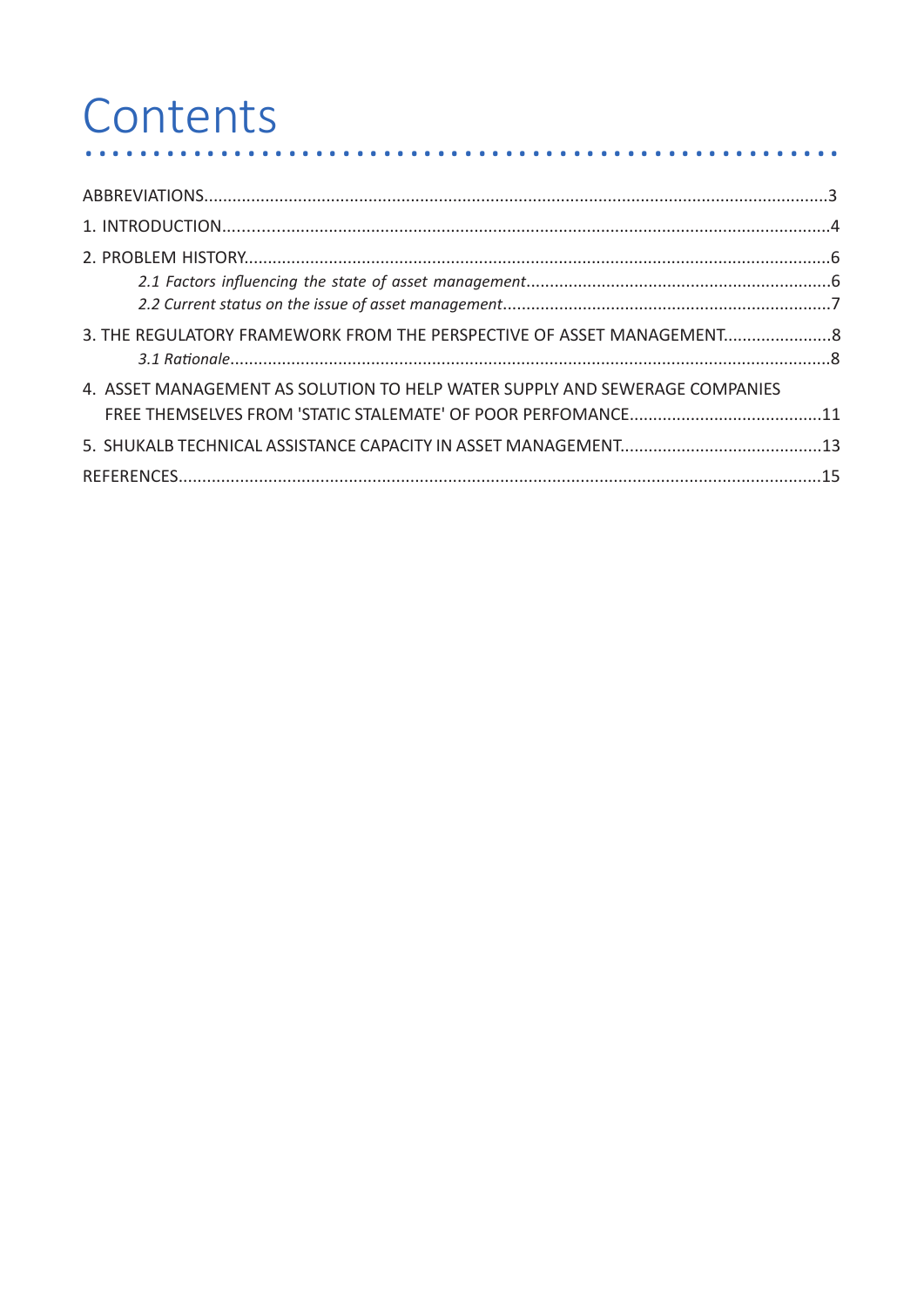# Contents

ABBREVIATIONS....................................................................................................................................3

1. INTRODUCTION................................................................................................................................4

2. PROBLEM HISTORY...........................................................................................................................6

*2.1 Factors influencing the state of asset management*.................................................................6

*2.2 Current status on the issue of asset management*.....................................................................7

3. THE REGULATORY FRAMEWORK FROM THE PERSPECTIVE OF ASSET MANAGEMENT.......................8

*3.1 Rationale*..................................................................................................................................8

4. ASSET MANAGEMENT AS SOLUTION TO HELP WATER SUPPLY AND SEWERAGE COMPANIES FREE THEMSELVES FROM 'STATIC STALEMATE' OF POOR PERFOMANCE.........................................11

5. SHUKALB TECHNICAL ASSISTANCE CAPACITY IN ASSET MANAGEMENT...........................................13

REFERENCES.......................................................................................................................................15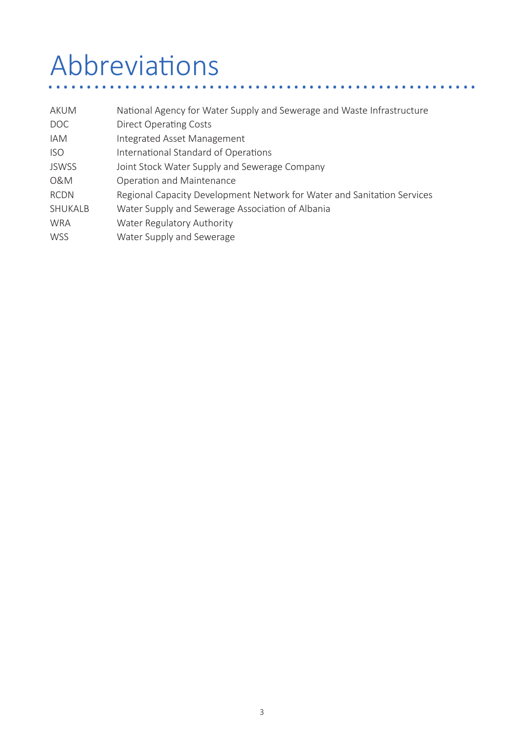# Abbreviations

| | |
|---|---|
| AKUM | National Agency for Water Supply and Sewerage and Waste Infrastructure |
| DOC | Direct Operating Costs |
| IAM | Integrated Asset Management |
| ISO | International Standard of Operations |
| JSWSS | Joint Stock Water Supply and Sewerage Company |
| O&M | Operation and Maintenance |
| RCDN | Regional Capacity Development Network for Water and Sanitation Services |
| SHUKALB | Water Supply and Sewerage Association of Albania |
| WRA | Water Regulatory Authority |
| WSS | Water Supply and Sewerage |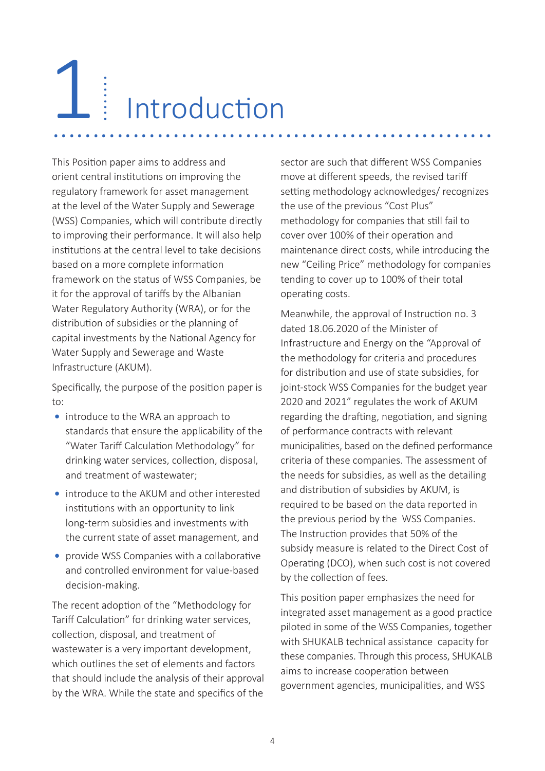# 1 Introduction

This Position paper aims to address and orient central institutions on improving the regulatory framework for asset management at the level of the Water Supply and Sewerage (WSS) Companies, which will contribute directly to improving their performance. It will also help institutions at the central level to take decisions based on a more complete information framework on the status of WSS Companies, be it for the approval of tariffs by the Albanian Water Regulatory Authority (WRA), or for the distribution of subsidies or the planning of capital investments by the National Agency for Water Supply and Sewerage and Waste Infrastructure (AKUM).

Specifically, the purpose of the position paper is to:

- introduce to the WRA an approach to standards that ensure the applicability of the "Water Tariff Calculation Methodology" for drinking water services, collection, disposal, and treatment of wastewater;
- introduce to the AKUM and other interested institutions with an opportunity to link long-term subsidies and investments with the current state of asset management, and
- provide WSS Companies with a collaborative and controlled environment for value-based decision-making.

The recent adoption of the "Methodology for Tariff Calculation" for drinking water services, collection, disposal, and treatment of wastewater is a very important development, which outlines the set of elements and factors that should include the analysis of their approval by the WRA. While the state and specifics of the sector are such that different WSS Companies move at different speeds, the revised tariff setting methodology acknowledges/ recognizes the use of the previous "Cost Plus" methodology for companies that still fail to cover over 100% of their operation and maintenance direct costs, while introducing the new "Ceiling Price" methodology for companies tending to cover up to 100% of their total operating costs.

Meanwhile, the approval of Instruction no. 3 dated 18.06.2020 of the Minister of Infrastructure and Energy on the "Approval of the methodology for criteria and procedures for distribution and use of state subsidies, for joint-stock WSS Companies for the budget year 2020 and 2021" regulates the work of AKUM regarding the drafting, negotiation, and signing of performance contracts with relevant municipalities, based on the defined performance criteria of these companies. The assessment of the needs for subsidies, as well as the detailing and distribution of subsidies by AKUM, is required to be based on the data reported in the previous period by the WSS Companies. The Instruction provides that 50% of the subsidy measure is related to the Direct Cost of Operating (DCO), when such cost is not covered by the collection of fees.

This position paper emphasizes the need for integrated asset management as a good practice piloted in some of the WSS Companies, together with SHUKALB technical assistance capacity for these companies. Through this process, SHUKALB aims to increase cooperation between government agencies, municipalities, and WSS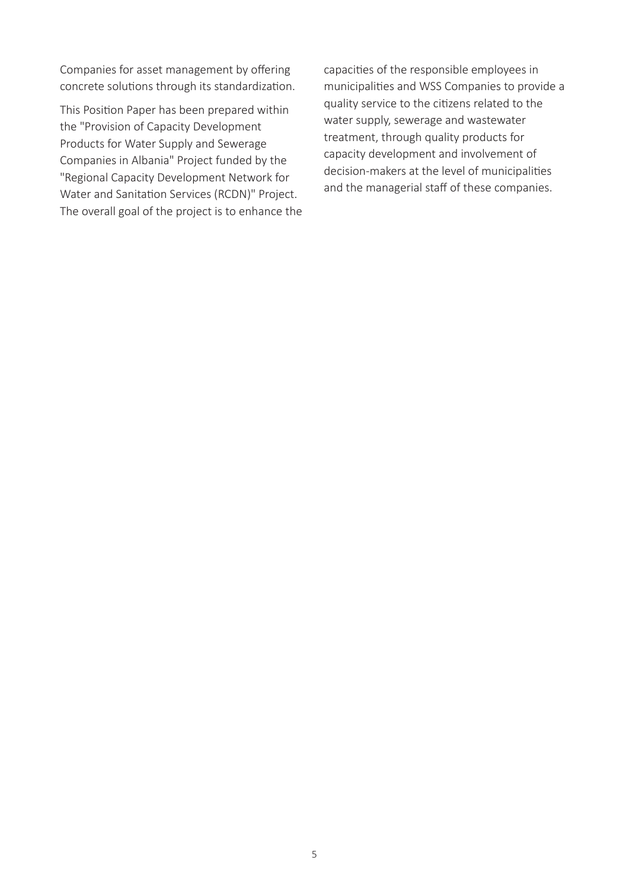Companies for asset management by offering concrete solutions through its standardization.

This Position Paper has been prepared within the "Provision of Capacity Development Products for Water Supply and Sewerage Companies in Albania" Project funded by the "Regional Capacity Development Network for Water and Sanitation Services (RCDN)" Project. The overall goal of the project is to enhance the capacities of the responsible employees in municipalities and WSS Companies to provide a quality service to the citizens related to the water supply, sewerage and wastewater treatment, through quality products for capacity development and involvement of decision-makers at the level of municipalities and the managerial staff of these companies.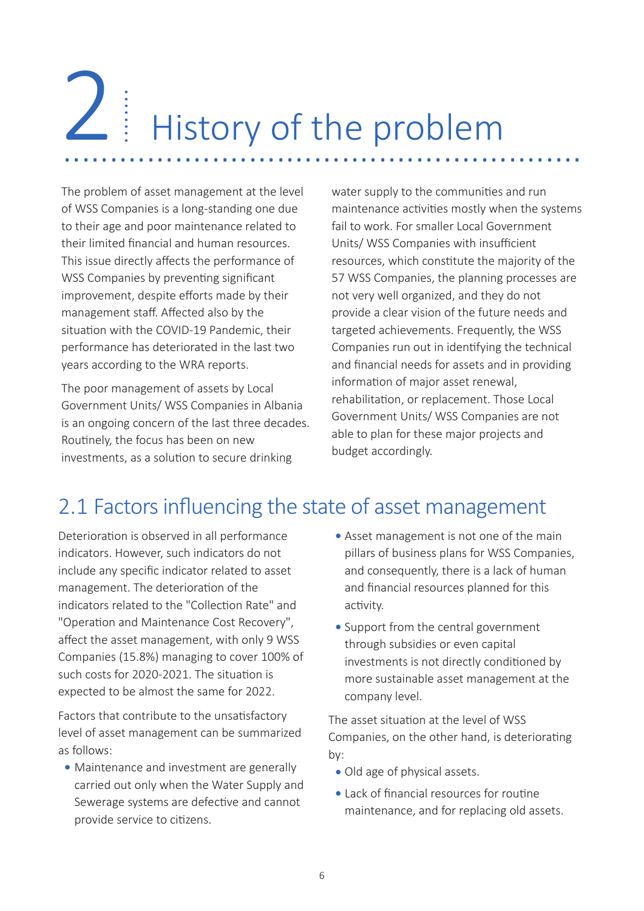# 2 History of the problem

The problem of asset management at the level of WSS Companies is a long-standing one due to their age and poor maintenance related to their limited financial and human resources. This issue directly affects the performance of WSS Companies by preventing significant improvement, despite efforts made by their management staff. Affected also by the situation with the COVID-19 Pandemic, their performance has deteriorated in the last two years according to the WRA reports.

The poor management of assets by Local Government Units/ WSS Companies in Albania is an ongoing concern of the last three decades. Routinely, the focus has been on new investments, as a solution to secure drinking water supply to the communities and run maintenance activities mostly when the systems fail to work. For smaller Local Government Units/ WSS Companies with insufficient resources, which constitute the majority of the 57 WSS Companies, the planning processes are not very well organized, and they do not provide a clear vision of the future needs and targeted achievements. Frequently, the WSS Companies run out in identifying the technical and financial needs for assets and in providing information of major asset renewal, rehabilitation, or replacement. Those Local Government Units/ WSS Companies are not able to plan for these major projects and budget accordingly.

## 2.1 Factors influencing the state of asset management

Deterioration is observed in all performance indicators. However, such indicators do not include any specific indicator related to asset management. The deterioration of the indicators related to the "Collection Rate" and "Operation and Maintenance Cost Recovery", affect the asset management, with only 9 WSS Companies (15.8%) managing to cover 100% of such costs for 2020-2021. The situation is expected to be almost the same for 2022.

Factors that contribute to the unsatisfactory level of asset management can be summarized as follows:

- Maintenance and investment are generally carried out only when the Water Supply and Sewerage systems are defective and cannot provide service to citizens.
- Asset management is not one of the main pillars of business plans for WSS Companies, and consequently, there is a lack of human and financial resources planned for this activity.
- Support from the central government through subsidies or even capital investments is not directly conditioned by more sustainable asset management at the company level.

The asset situation at the level of WSS Companies, on the other hand, is deteriorating by:

- Old age of physical assets.
- Lack of financial resources for routine maintenance, and for replacing old assets.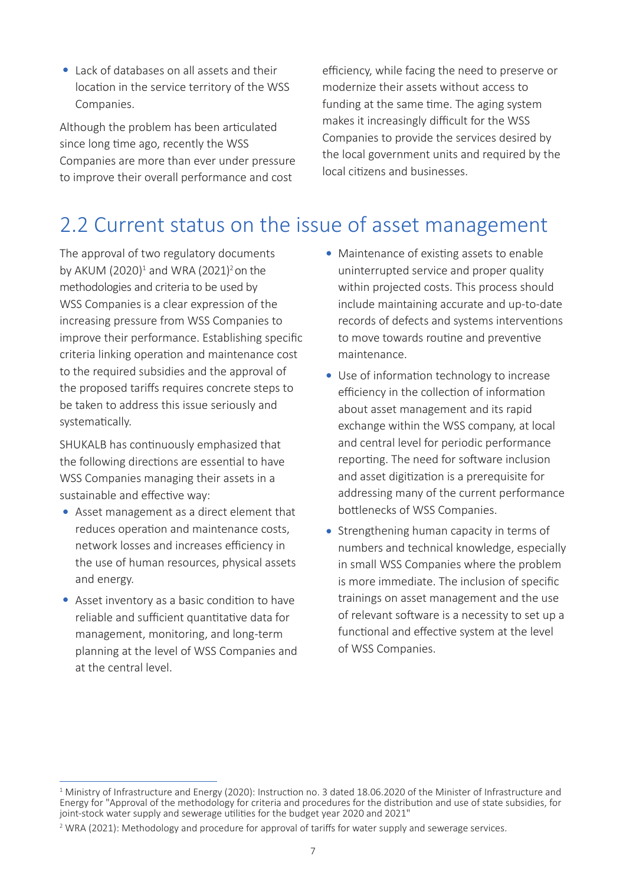- Lack of databases on all assets and their location in the service territory of the WSS Companies.

Although the problem has been articulated since long time ago, recently the WSS Companies are more than ever under pressure to improve their overall performance and cost efficiency, while facing the need to preserve or modernize their assets without access to funding at the same time. The aging system makes it increasingly difficult for the WSS Companies to provide the services desired by the local government units and required by the local citizens and businesses.

## 2.2 Current status on the issue of asset management

The approval of two regulatory documents by AKUM (2020)[1] and WRA (2021)[2] on the methodologies and criteria to be used by WSS Companies is a clear expression of the increasing pressure from WSS Companies to improve their performance. Establishing specific criteria linking operation and maintenance cost to the required subsidies and the approval of the proposed tariffs requires concrete steps to be taken to address this issue seriously and systematically.

SHUKALB has continuously emphasized that the following directions are essential to have WSS Companies managing their assets in a sustainable and effective way:

- Asset management as a direct element that reduces operation and maintenance costs, network losses and increases efficiency in the use of human resources, physical assets and energy.
- Asset inventory as a basic condition to have reliable and sufficient quantitative data for management, monitoring, and long-term planning at the level of WSS Companies and at the central level.
- Maintenance of existing assets to enable uninterrupted service and proper quality within projected costs. This process should include maintaining accurate and up-to-date records of defects and systems interventions to move towards routine and preventive maintenance.
- Use of information technology to increase efficiency in the collection of information about asset management and its rapid exchange within the WSS company, at local and central level for periodic performance reporting. The need for software inclusion and asset digitization is a prerequisite for addressing many of the current performance bottlenecks of WSS Companies.
- Strengthening human capacity in terms of numbers and technical knowledge, especially in small WSS Companies where the problem is more immediate. The inclusion of specific trainings on asset management and the use of relevant software is a necessity to set up a functional and effective system at the level of WSS Companies.

---

[1] Ministry of Infrastructure and Energy (2020): Instruction no. 3 dated 18.06.2020 of the Minister of Infrastructure and Energy for "Approval of the methodology for criteria and procedures for the distribution and use of state subsidies, for joint-stock water supply and sewerage utilities for the budget year 2020 and 2021"

[2] WRA (2021): Methodology and procedure for approval of tariffs for water supply and sewerage services.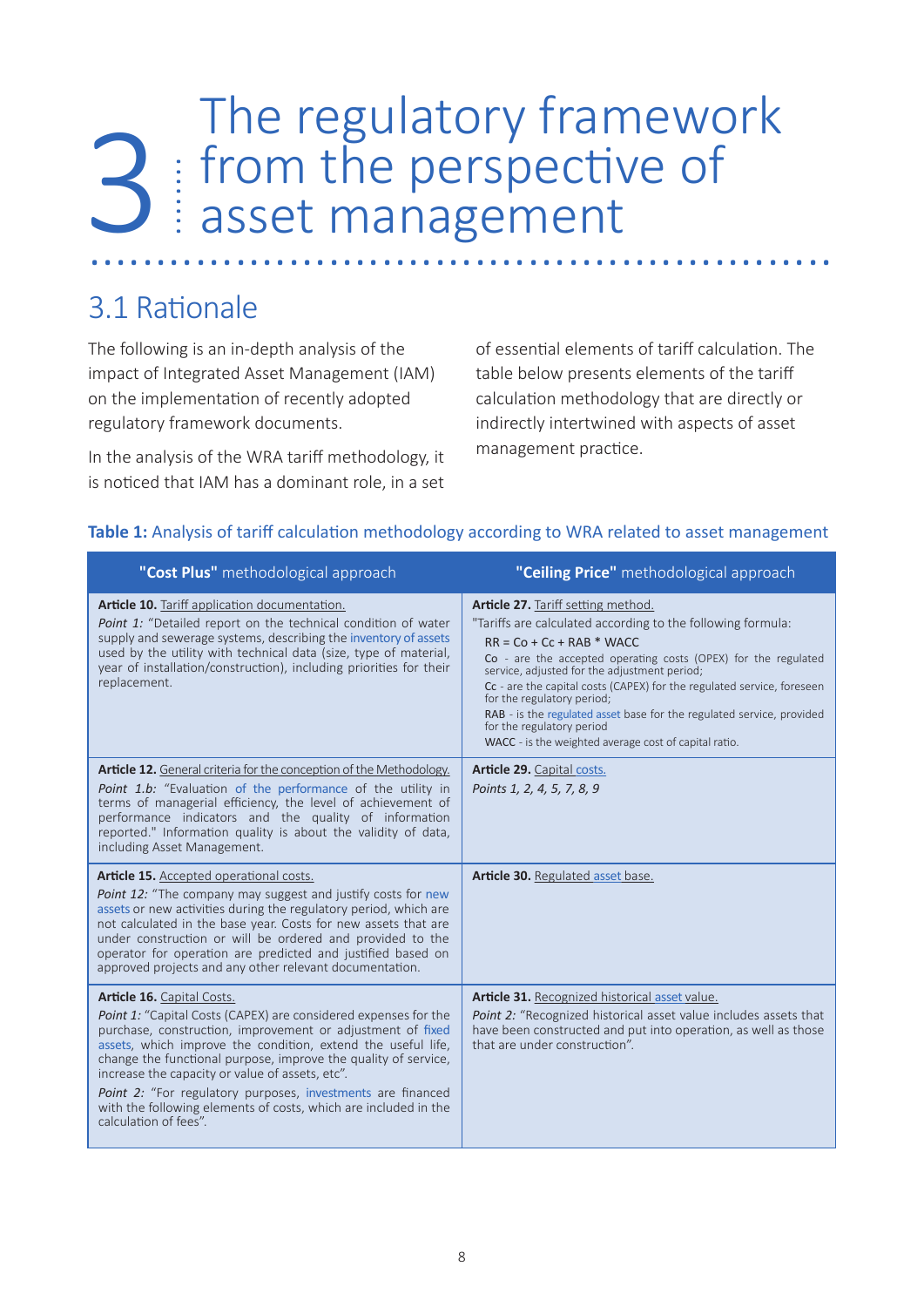# 3 The regulatory framework from the perspective of asset management

## 3.1 Rationale

The following is an in-depth analysis of the impact of Integrated Asset Management (IAM) on the implementation of recently adopted regulatory framework documents.

In the analysis of the WRA tariff methodology, it is noticed that IAM has a dominant role, in a set of essential elements of tariff calculation. The table below presents elements of the tariff calculation methodology that are directly or indirectly intertwined with aspects of asset management practice.

**Table 1:** Analysis of tariff calculation methodology according to WRA related to asset management

| **"Cost Plus"** methodological approach | **"Ceiling Price"** methodological approach |
|---|---|
| **Article 10.** Tariff application documentation.<br>*Point 1:* "Detailed report on the technical condition of water supply and sewerage systems, describing the inventory of assets used by the utility with technical data (size, type of material, year of installation/construction), including priorities for their replacement. | **Article 27.** Tariff setting method.<br>"Tariffs are calculated according to the following formula:<br>RR = Co + Cc + RAB * WACC<br>Co - are the accepted operating costs (OPEX) for the regulated service, adjusted for the adjustment period;<br>Cc - are the capital costs (CAPEX) for the regulated service, foreseen for the regulatory period;<br>RAB - is the regulated asset base for the regulated service, provided for the regulatory period<br>WACC - is the weighted average cost of capital ratio. |
| **Article 12.** General criteria for the conception of the Methodology.<br>*Point 1.b:* "Evaluation of the performance of the utility in terms of managerial efficiency, the level of achievement of performance indicators and the quality of information reported." Information quality is about the validity of data, including Asset Management. | **Article 29.** Capital costs.<br>*Points 1, 2, 4, 5, 7, 8, 9* |
| **Article 15.** Accepted operational costs.<br>*Point 12:* "The company may suggest and justify costs for new assets or new activities during the regulatory period, which are not calculated in the base year. Costs for new assets that are under construction or will be ordered and provided to the operator for operation are predicted and justified based on approved projects and any other relevant documentation. | **Article 30.** Regulated asset base. |
| **Article 16.** Capital Costs.<br>*Point 1:* "Capital Costs (CAPEX) are considered expenses for the purchase, construction, improvement or adjustment of fixed assets, which improve the condition, extend the useful life, change the functional purpose, improve the quality of service, increase the capacity or value of assets, etc".<br>*Point 2:* "For regulatory purposes, investments are financed with the following elements of costs, which are included in the calculation of fees". | **Article 31.** Recognized historical asset value.<br>*Point 2:* "Recognized historical asset value includes assets that have been constructed and put into operation, as well as those that are under construction". |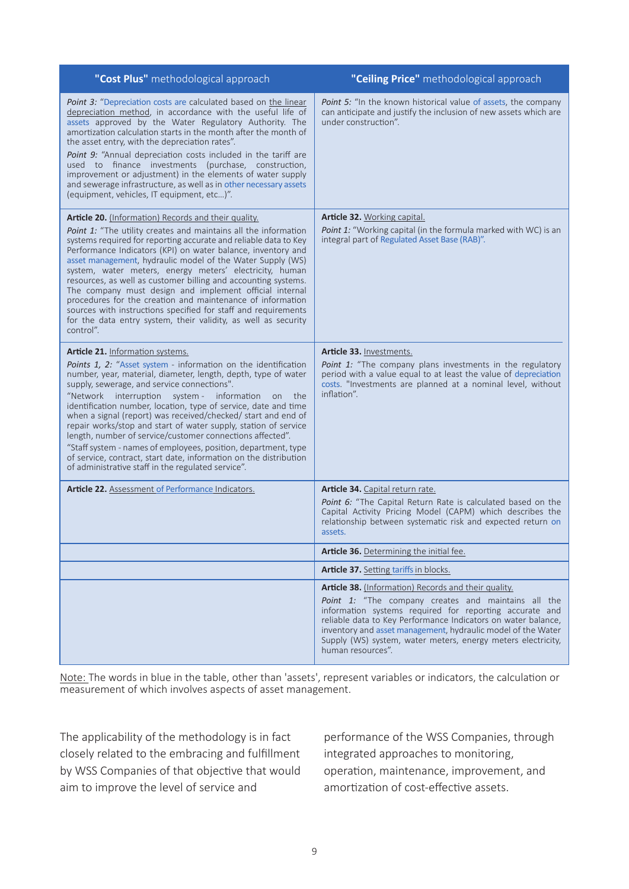| **"Cost Plus"** methodological approach | **"Ceiling Price"** methodological approach |
|---|---|
| *Point 3:* "Depreciation costs are calculated based on the linear depreciation method, in accordance with the useful life of assets approved by the Water Regulatory Authority. The amortization calculation starts in the month after the month of the asset entry, with the depreciation rates".<br>*Point 9:* "Annual depreciation costs included in the tariff are used to finance investments (purchase, construction, improvement or adjustment) in the elements of water supply and sewerage infrastructure, as well as in other necessary assets (equipment, vehicles, IT equipment, etc...)". | *Point 5:* "In the known historical value of assets, the company can anticipate and justify the inclusion of new assets which are under construction". |
| **Article 20.** (Information) Records and their quality.<br>*Point 1:* "The utility creates and maintains all the information systems required for reporting accurate and reliable data to Key Performance Indicators (KPI) on water balance, inventory and asset management, hydraulic model of the Water Supply (WS) system, water meters, energy meters' electricity, human resources, as well as customer billing and accounting systems. The company must design and implement official internal procedures for the creation and maintenance of information sources with instructions specified for staff and requirements for the data entry system, their validity, as well as security control". | **Article 32.** Working capital.<br>*Point 1:* "Working capital (in the formula marked with WC) is an integral part of Regulated Asset Base (RAB)". |
| **Article 21.** Information systems.<br>*Points 1, 2:* "Asset system - information on the identification number, year, material, diameter, length, depth, type of water supply, sewerage, and service connections".<br>"Network interruption system - information on the identification number, location, type of service, date and time when a signal (report) was received/checked/ start and end of repair works/stop and start of water supply, station of service length, number of service/customer connections affected".<br>"Staff system - names of employees, position, department, type of service, contract, start date, information on the distribution of administrative staff in the regulated service". | **Article 33.** Investments.<br>*Point 1:* "The company plans investments in the regulatory period with a value equal to at least the value of depreciation costs. "Investments are planned at a nominal level, without inflation". |
| **Article 22.** Assessment of Performance Indicators. | **Article 34.** Capital return rate.<br>*Point 6:* "The Capital Return Rate is calculated based on the Capital Activity Pricing Model (CAPM) which describes the relationship between systematic risk and expected return on assets. |
| | **Article 36.** Determining the initial fee. |
| | **Article 37.** Setting tariffs in blocks. |
| | **Article 38.** (Information) Records and their quality.<br>*Point 1:* "The company creates and maintains all the information systems required for reporting accurate and reliable data to Key Performance Indicators on water balance, inventory and asset management, hydraulic model of the Water Supply (WS) system, water meters, energy meters electricity, human resources". |

Note: The words in blue in the table, other than 'assets', represent variables or indicators, the calculation or measurement of which involves aspects of asset management.

The applicability of the methodology is in fact closely related to the embracing and fulfillment by WSS Companies of that objective that would aim to improve the level of service and performance of the WSS Companies, through integrated approaches to monitoring, operation, maintenance, improvement, and amortization of cost-effective assets.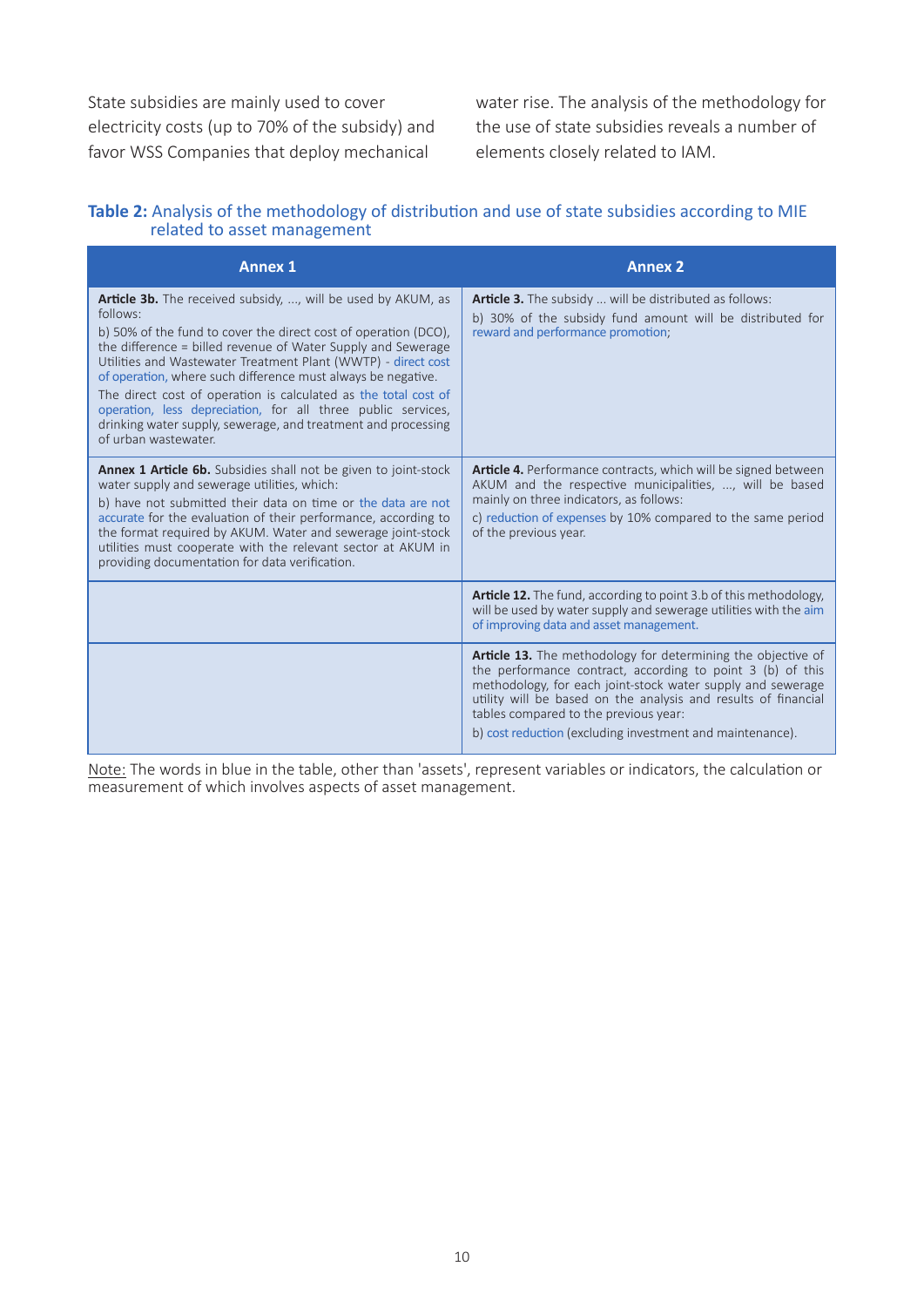State subsidies are mainly used to cover electricity costs (up to 70% of the subsidy) and favor WSS Companies that deploy mechanical water rise. The analysis of the methodology for the use of state subsidies reveals a number of elements closely related to IAM.

**Table 2:** Analysis of the methodology of distribution and use of state subsidies according to MIE related to asset management

| Annex 1 | Annex 2 |
|---|---|
| **Article 3b.** The received subsidy, ..., will be used by AKUM, as follows:<br>b) 50% of the fund to cover the direct cost of operation (DCO), the difference = billed revenue of Water Supply and Sewerage Utilities and Wastewater Treatment Plant (WWTP) - direct cost of operation, where such difference must always be negative.<br>The direct cost of operation is calculated as the total cost of operation, less depreciation, for all three public services, drinking water supply, sewerage, and treatment and processing of urban wastewater. | **Article 3.** The subsidy ... will be distributed as follows:<br>b) 30% of the subsidy fund amount will be distributed for reward and performance promotion; |
| **Annex 1 Article 6b.** Subsidies shall not be given to joint-stock water supply and sewerage utilities, which:<br>b) have not submitted their data on time or the data are not accurate for the evaluation of their performance, according to the format required by AKUM. Water and sewerage joint-stock utilities must cooperate with the relevant sector at AKUM in providing documentation for data verification. | **Article 4.** Performance contracts, which will be signed between AKUM and the respective municipalities, ..., will be based mainly on three indicators, as follows:<br>c) reduction of expenses by 10% compared to the same period of the previous year. |
| | **Article 12.** The fund, according to point 3.b of this methodology, will be used by water supply and sewerage utilities with the aim of improving data and asset management. |
| | **Article 13.** The methodology for determining the objective of the performance contract, according to point 3 (b) of this methodology, for each joint-stock water supply and sewerage utility will be based on the analysis and results of financial tables compared to the previous year:<br>b) cost reduction (excluding investment and maintenance). |

Note: The words in blue in the table, other than 'assets', represent variables or indicators, the calculation or measurement of which involves aspects of asset management.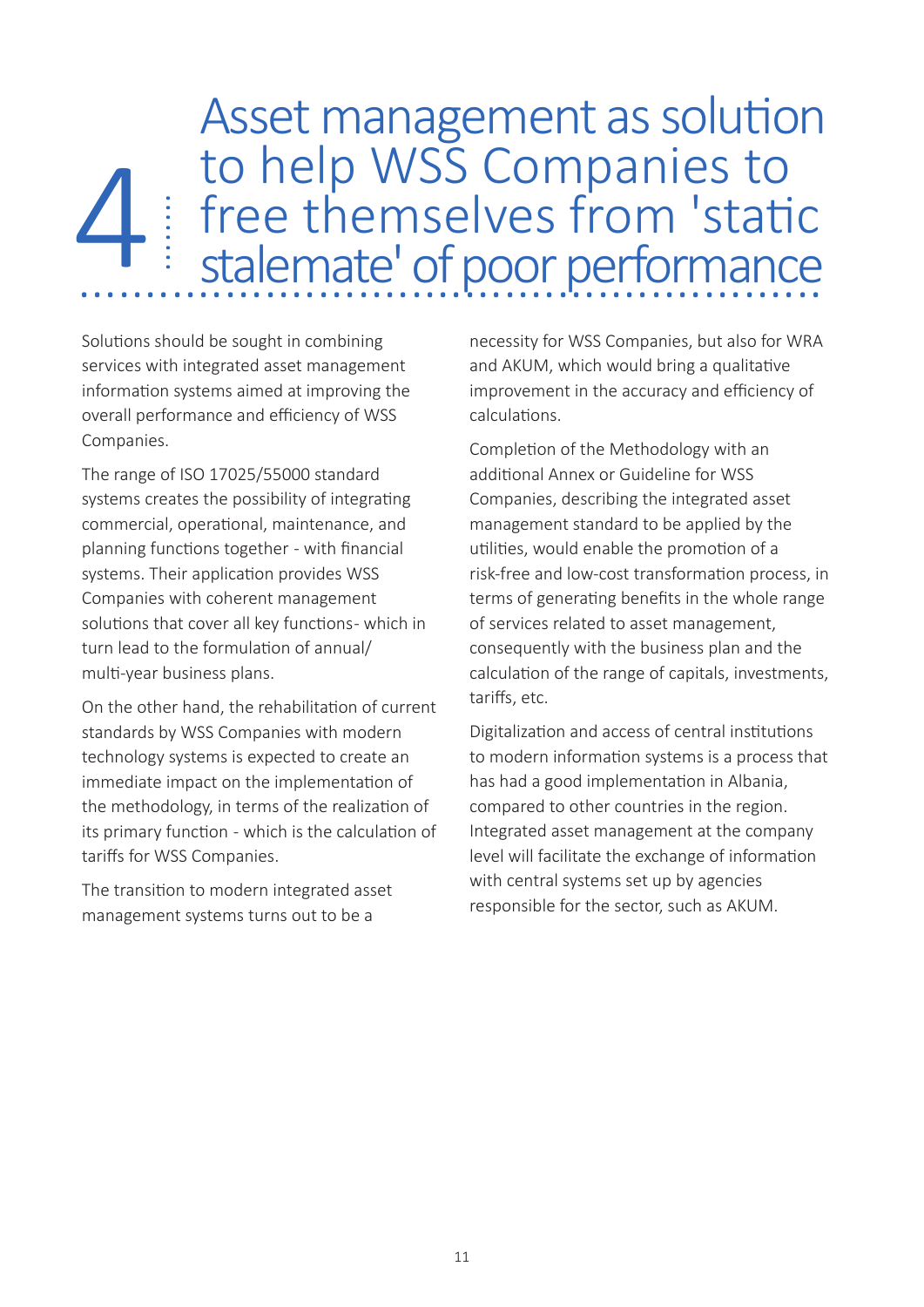# 4 Asset management as solution to help WSS Companies to free themselves from 'static stalemate' of poor performance

Solutions should be sought in combining services with integrated asset management information systems aimed at improving the overall performance and efficiency of WSS Companies.

The range of ISO 17025/55000 standard systems creates the possibility of integrating commercial, operational, maintenance, and planning functions together - with financial systems. Their application provides WSS Companies with coherent management solutions that cover all key functions- which in turn lead to the formulation of annual/multi-year business plans.

On the other hand, the rehabilitation of current standards by WSS Companies with modern technology systems is expected to create an immediate impact on the implementation of the methodology, in terms of the realization of its primary function - which is the calculation of tariffs for WSS Companies.

The transition to modern integrated asset management systems turns out to be a necessity for WSS Companies, but also for WRA and AKUM, which would bring a qualitative improvement in the accuracy and efficiency of calculations.

Completion of the Methodology with an additional Annex or Guideline for WSS Companies, describing the integrated asset management standard to be applied by the utilities, would enable the promotion of a risk-free and low-cost transformation process, in terms of generating benefits in the whole range of services related to asset management, consequently with the business plan and the calculation of the range of capitals, investments, tariffs, etc.

Digitalization and access of central institutions to modern information systems is a process that has had a good implementation in Albania, compared to other countries in the region. Integrated asset management at the company level will facilitate the exchange of information with central systems set up by agencies responsible for the sector, such as AKUM.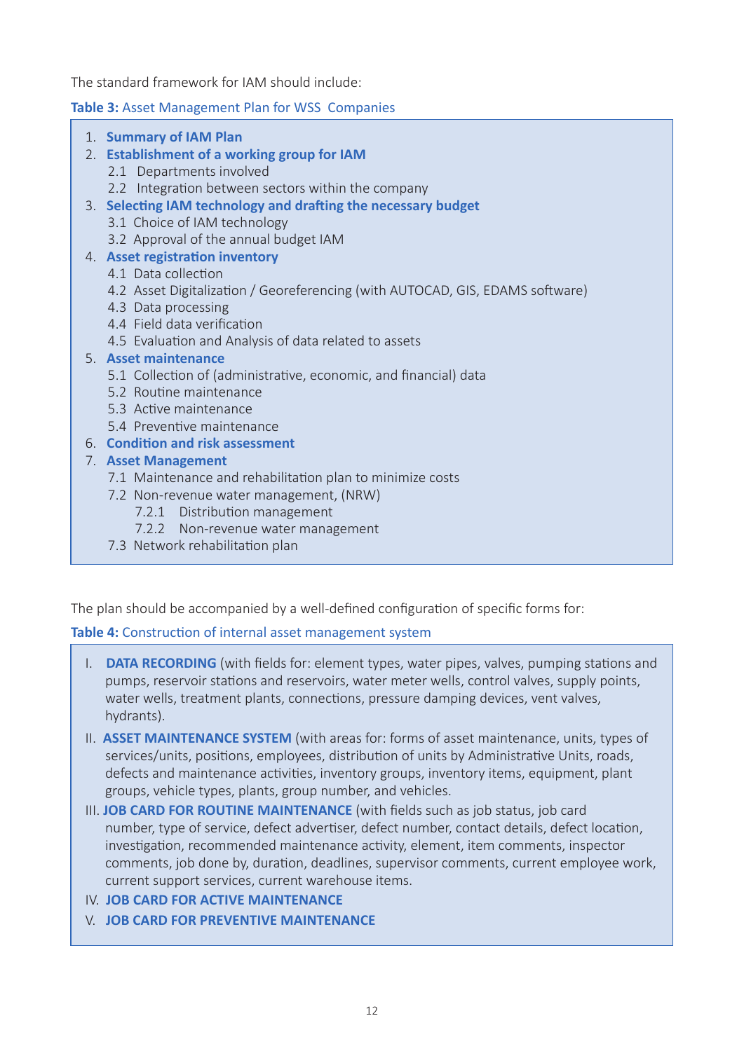The standard framework for IAM should include:

**Table 3:** Asset Management Plan for WSS Companies

1. **Summary of IAM Plan**
2. **Establishment of a working group for IAM**
   - 2.1 Departments involved
   - 2.2 Integration between sectors within the company
3. **Selecting IAM technology and drafting the necessary budget**
   - 3.1 Choice of IAM technology
   - 3.2 Approval of the annual budget IAM
4. **Asset registration inventory**
   - 4.1 Data collection
   - 4.2 Asset Digitalization / Georeferencing (with AUTOCAD, GIS, EDAMS software)
   - 4.3 Data processing
   - 4.4 Field data verification
   - 4.5 Evaluation and Analysis of data related to assets
5. **Asset maintenance**
   - 5.1 Collection of (administrative, economic, and financial) data
   - 5.2 Routine maintenance
   - 5.3 Active maintenance
   - 5.4 Preventive maintenance
6. **Condition and risk assessment**
7. **Asset Management**
   - 7.1 Maintenance and rehabilitation plan to minimize costs
   - 7.2 Non-revenue water management, (NRW)
     - 7.2.1 Distribution management
     - 7.2.2 Non-revenue water management
   - 7.3 Network rehabilitation plan

The plan should be accompanied by a well-defined configuration of specific forms for:

**Table 4:** Construction of internal asset management system

I. **DATA RECORDING** (with fields for: element types, water pipes, valves, pumping stations and pumps, reservoir stations and reservoirs, water meter wells, control valves, supply points, water wells, treatment plants, connections, pressure damping devices, vent valves, hydrants).

II. **ASSET MAINTENANCE SYSTEM** (with areas for: forms of asset maintenance, units, types of services/units, positions, employees, distribution of units by Administrative Units, roads, defects and maintenance activities, inventory groups, inventory items, equipment, plant groups, vehicle types, plants, group number, and vehicles.

III. **JOB CARD FOR ROUTINE MAINTENANCE** (with fields such as job status, job card number, type of service, defect advertiser, defect number, contact details, defect location, investigation, recommended maintenance activity, element, item comments, inspector comments, job done by, duration, deadlines, supervisor comments, current employee work, current support services, current warehouse items.

IV. **JOB CARD FOR ACTIVE MAINTENANCE**

V. **JOB CARD FOR PREVENTIVE MAINTENANCE**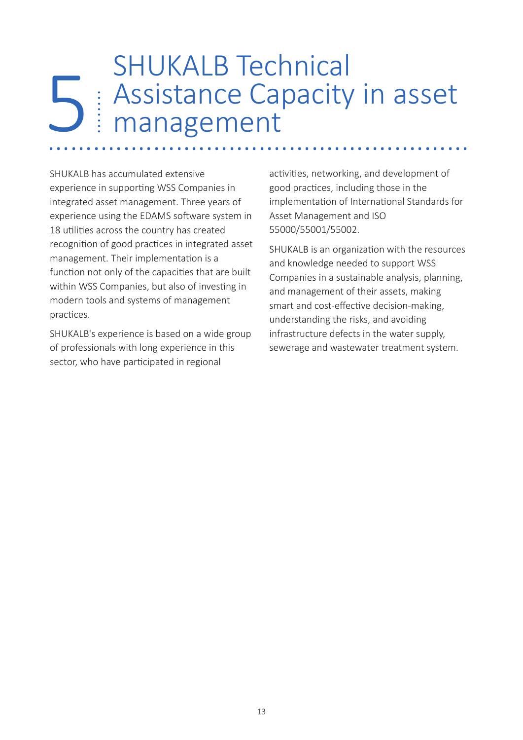# 5 SHUKALB Technical Assistance Capacity in asset management

SHUKALB has accumulated extensive experience in supporting WSS Companies in integrated asset management. Three years of experience using the EDAMS software system in 18 utilities across the country has created recognition of good practices in integrated asset management. Their implementation is a function not only of the capacities that are built within WSS Companies, but also of investing in modern tools and systems of management practices.

SHUKALB's experience is based on a wide group of professionals with long experience in this sector, who have participated in regional activities, networking, and development of good practices, including those in the implementation of International Standards for Asset Management and ISO 55000/55001/55002.

SHUKALB is an organization with the resources and knowledge needed to support WSS Companies in a sustainable analysis, planning, and management of their assets, making smart and cost-effective decision-making, understanding the risks, and avoiding infrastructure defects in the water supply, sewerage and wastewater treatment system.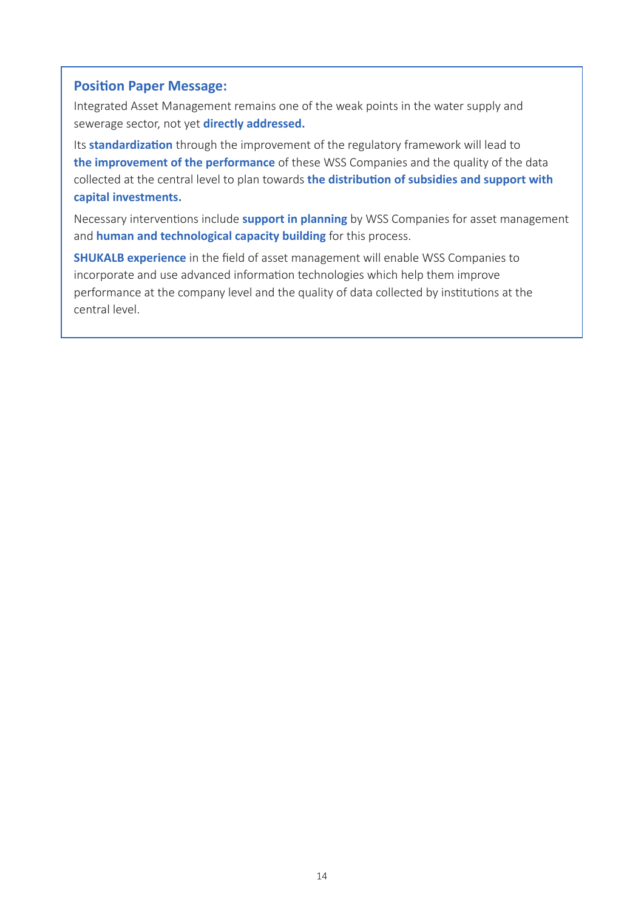### Position Paper Message:

Integrated Asset Management remains one of the weak points in the water supply and sewerage sector, not yet **directly addressed.**

Its **standardization** through the improvement of the regulatory framework will lead to **the improvement of the performance** of these WSS Companies and the quality of the data collected at the central level to plan towards **the distribution of subsidies and support with capital investments.**

Necessary interventions include **support in planning** by WSS Companies for asset management and **human and technological capacity building** for this process.

**SHUKALB experience** in the field of asset management will enable WSS Companies to incorporate and use advanced information technologies which help them improve performance at the company level and the quality of data collected by institutions at the central level.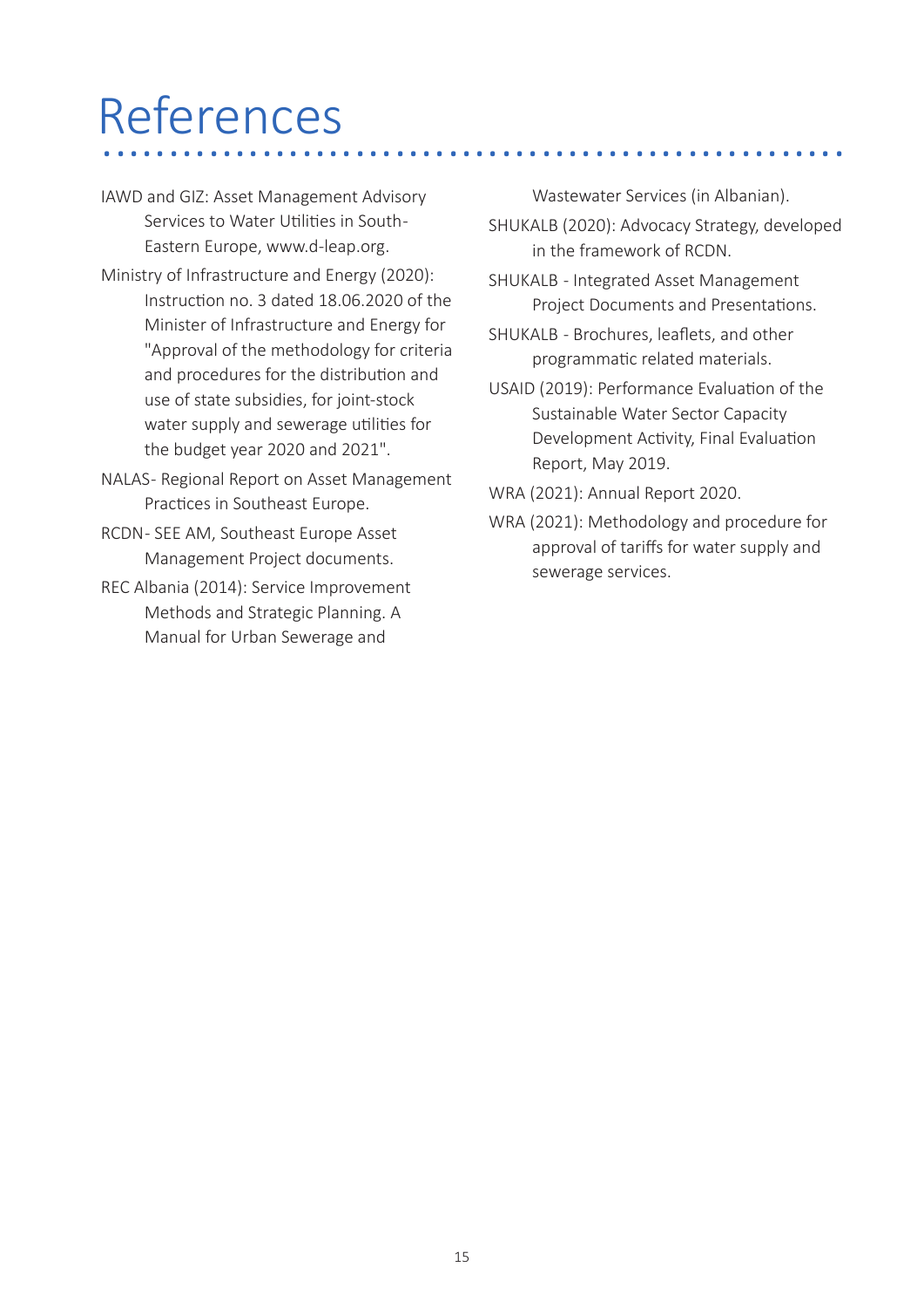# References

IAWD and GIZ: Asset Management Advisory Services to Water Utilities in South-Eastern Europe, www.d-leap.org.

Ministry of Infrastructure and Energy (2020): Instruction no. 3 dated 18.06.2020 of the Minister of Infrastructure and Energy for "Approval of the methodology for criteria and procedures for the distribution and use of state subsidies, for joint-stock water supply and sewerage utilities for the budget year 2020 and 2021".

NALAS- Regional Report on Asset Management Practices in Southeast Europe.

RCDN- SEE AM, Southeast Europe Asset Management Project documents.

REC Albania (2014): Service Improvement Methods and Strategic Planning. A Manual for Urban Sewerage and Wastewater Services (in Albanian).

SHUKALB (2020): Advocacy Strategy, developed in the framework of RCDN.

SHUKALB - Integrated Asset Management Project Documents and Presentations.

SHUKALB - Brochures, leaflets, and other programmatic related materials.

USAID (2019): Performance Evaluation of the Sustainable Water Sector Capacity Development Activity, Final Evaluation Report, May 2019.

WRA (2021): Annual Report 2020.

WRA (2021): Methodology and procedure for approval of tariffs for water supply and sewerage services.